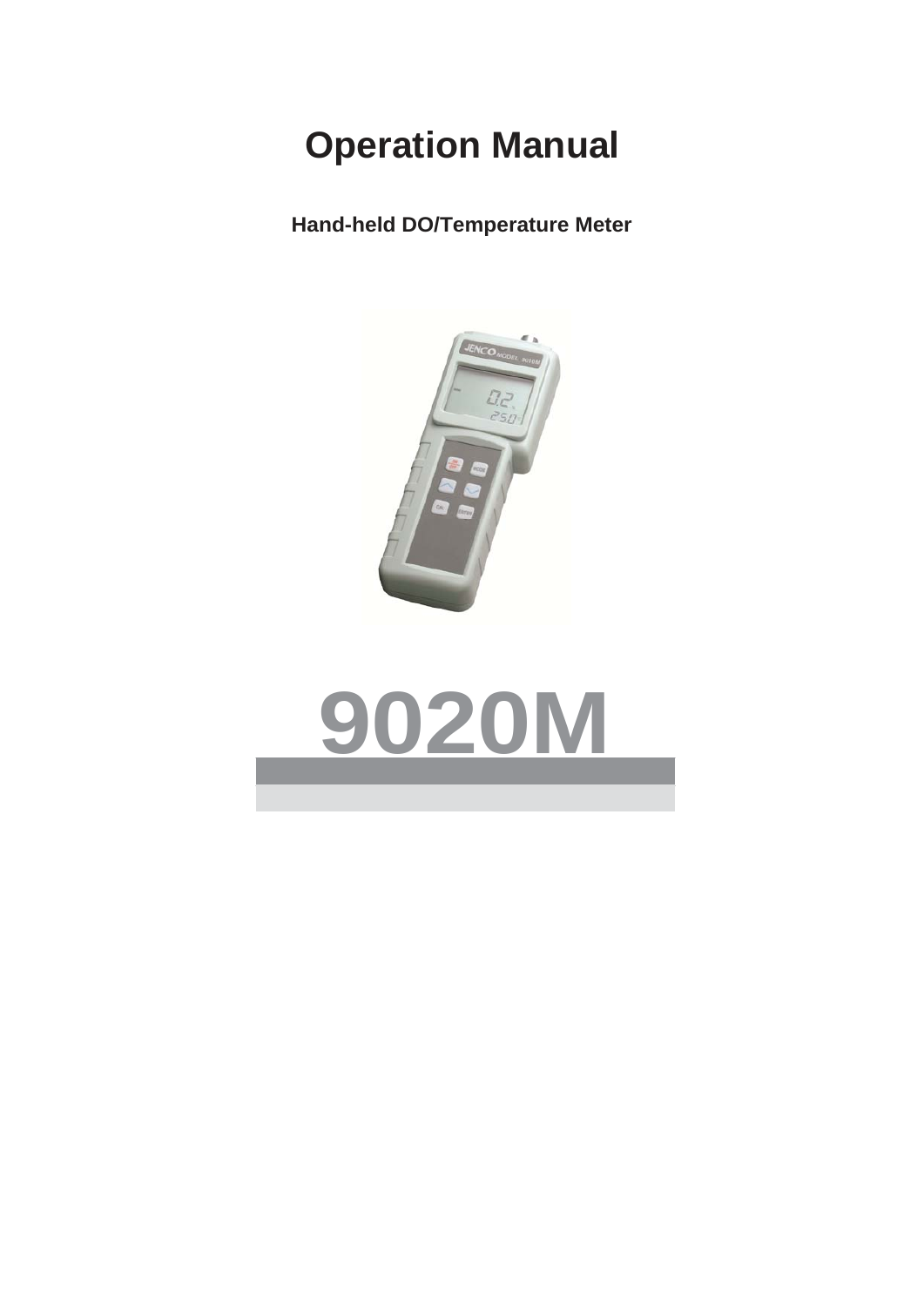# Operation Manual

**Hand-held DO/Temperature Meter**

# 9020M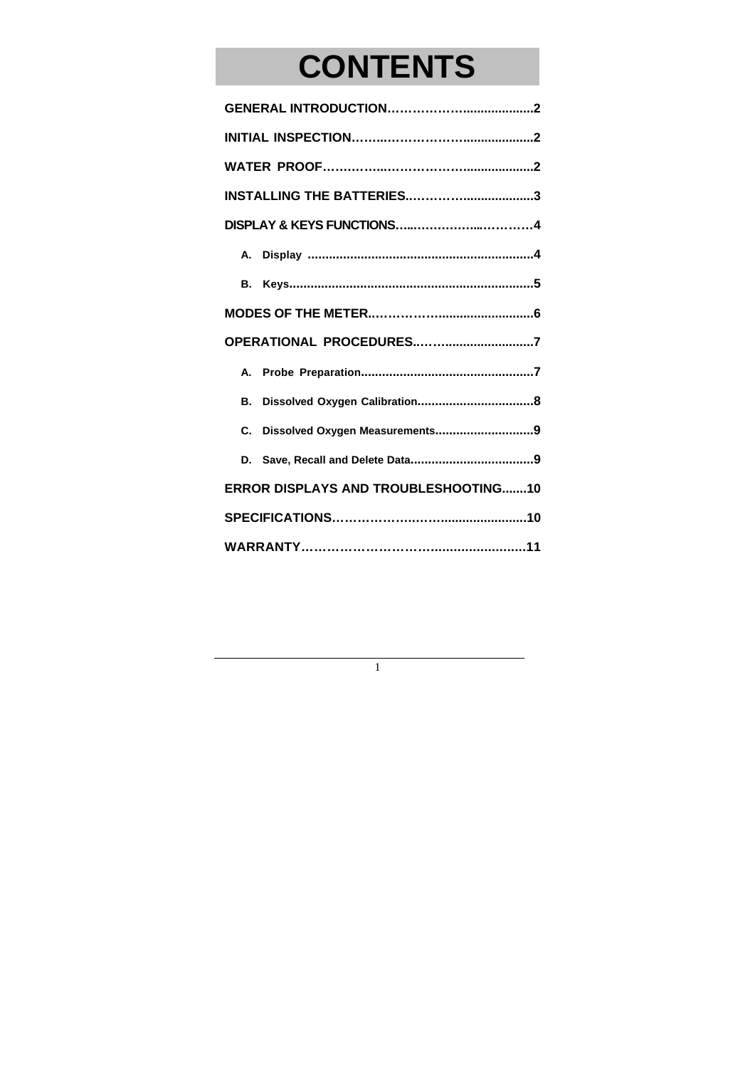# CONTENTS

**GENERAL INTRODUCTION……………….................2**

**INITIAL INSPECTION……..………………..................2**

**WATER PROOF……..……..………………..................2**

**INSTALLING THE BATTERIES..…………...................3**

**DISPLAY & KEYS FUNCTIONS…...……………...…………4**

- **A. Display ...............................................................4**
- **B. Keys....................................................................5**

**MODES OF THE METER..…………….........................6**

**OPERATIONAL PROCEDURES..…….........................7**

- **A. Probe Preparation................................................7**
- **B. Dissolved Oxygen Calibration................................8**
- **C. Dissolved Oxygen Measurements...........................9**
- **D. Save, Recall and Delete Data..................................9**

**ERROR DISPLAYS AND TROUBLESHOOTING.......10**

**SPECIFICATIONS……………….……........................10**

**WARRANTY………………………….........................11**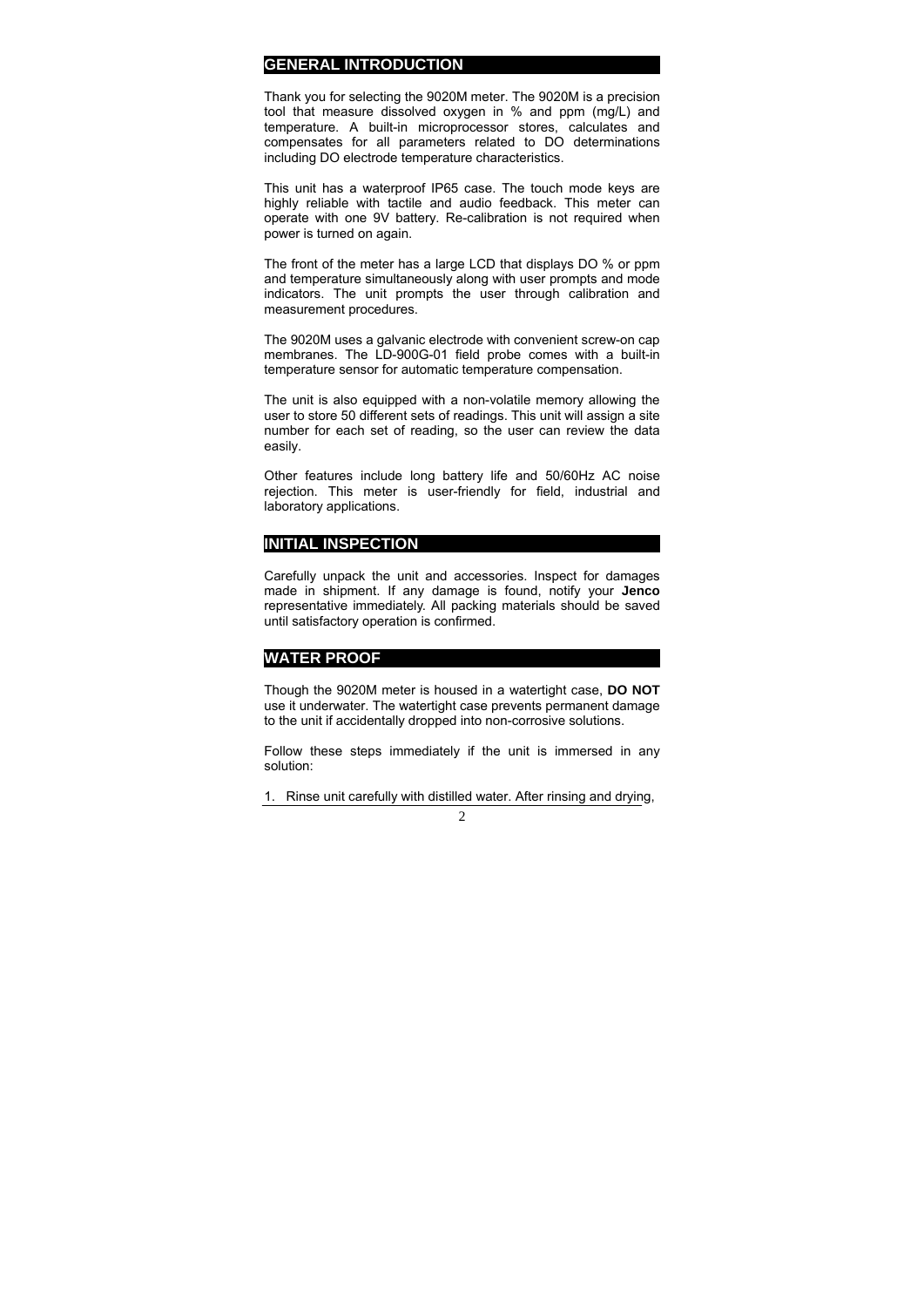## GENERAL INTRODUCTION

Thank you for selecting the 9020M meter. The 9020M is a precision tool that measure dissolved oxygen in % and ppm (mg/L) and temperature. A built-in microprocessor stores, calculates and compensates for all parameters related to DO determinations including DO electrode temperature characteristics.

This unit has a waterproof IP65 case. The touch mode keys are highly reliable with tactile and audio feedback. This meter can operate with one 9V battery. Re-calibration is not required when power is turned on again.

The front of the meter has a large LCD that displays DO % or ppm and temperature simultaneously along with user prompts and mode indicators. The unit prompts the user through calibration and measurement procedures.

The 9020M uses a galvanic electrode with convenient screw-on cap membranes. The LD-900G-01 field probe comes with a built-in temperature sensor for automatic temperature compensation.

The unit is also equipped with a non-volatile memory allowing the user to store 50 different sets of readings. This unit will assign a site number for each set of reading, so the user can review the data easily.

Other features include long battery life and 50/60Hz AC noise rejection. This meter is user-friendly for field, industrial and laboratory applications.

## INITIAL INSPECTION

Carefully unpack the unit and accessories. Inspect for damages made in shipment. If any damage is found, notify your **Jenco** representative immediately. All packing materials should be saved until satisfactory operation is confirmed.

## WATER PROOF

Though the 9020M meter is housed in a watertight case, **DO NOT** use it underwater. The watertight case prevents permanent damage to the unit if accidentally dropped into non-corrosive solutions.

Follow these steps immediately if the unit is immersed in any solution:

1. Rinse unit carefully with distilled water. After rinsing and drying,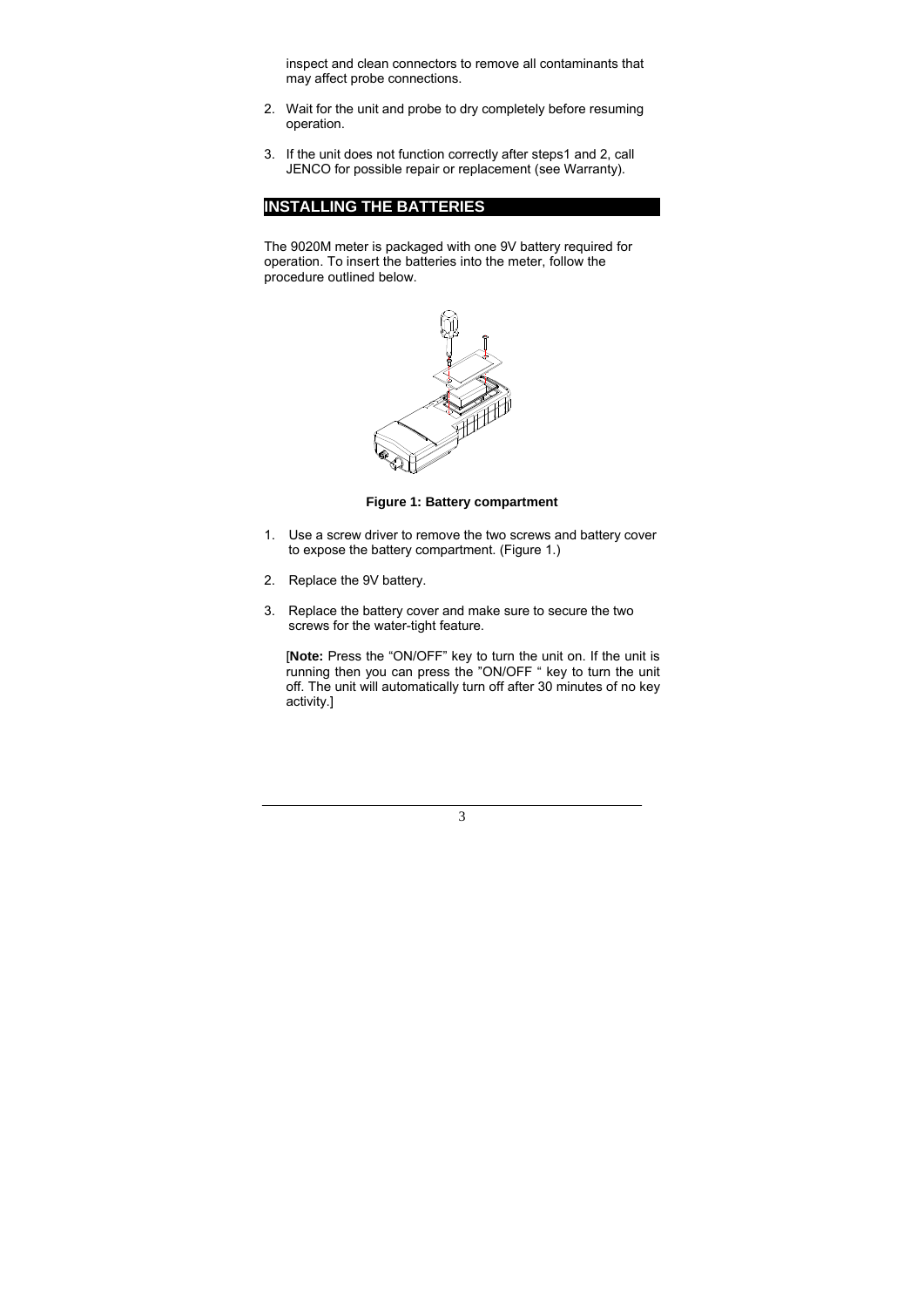inspect and clean connectors to remove all contaminants that may affect probe connections.

2. Wait for the unit and probe to dry completely before resuming operation.

3. If the unit does not function correctly after steps1 and 2, call JENCO for possible repair or replacement (see Warranty).

## INSTALLING THE BATTERIES

The 9020M meter is packaged with one 9V battery required for operation. To insert the batteries into the meter, follow the procedure outlined below.

**Figure 1: Battery compartment**

1. Use a screw driver to remove the two screws and battery cover to expose the battery compartment. (Figure 1.)

2. Replace the 9V battery.

3. Replace the battery cover and make sure to secure the two screws for the water-tight feature.

   [**Note:** Press the "ON/OFF" key to turn the unit on. If the unit is running then you can press the "ON/OFF " key to turn the unit off. The unit will automatically turn off after 30 minutes of no key activity.]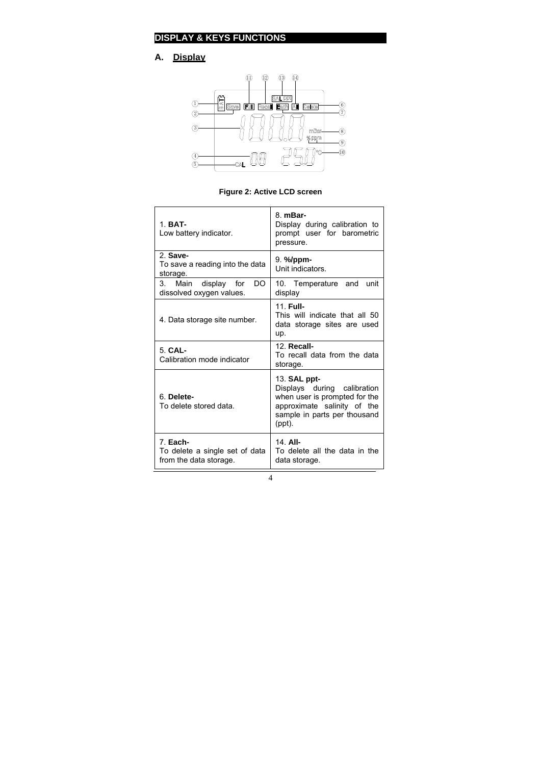## DISPLAY & KEYS FUNCTIONS

### A. Display

**Figure 2: Active LCD screen**

| | |
|---|---|
| 1. **BAT-** Low battery indicator. | 8. **mBar-** Display during calibration to prompt user for barometric pressure. |
| 2. **Save-** To save a reading into the data storage. | 9. **%/ppm-** Unit indicators. |
| 3. Main display for DO dissolved oxygen values. | 10. Temperature and unit display |
| 4. Data storage site number. | 11. **Full-** This will indicate that all 50 data storage sites are used up. |
| 5. **CAL-** Calibration mode indicator | 12. **Recall-** To recall data from the data storage. |
| 6. **Delete-** To delete stored data. | 13. **SAL ppt-** Displays during calibration when user is prompted for the approximate salinity of the sample in parts per thousand (ppt). |
| 7. **Each-** To delete a single set of data from the data storage. | 14. **All-** To delete all the data in the data storage. |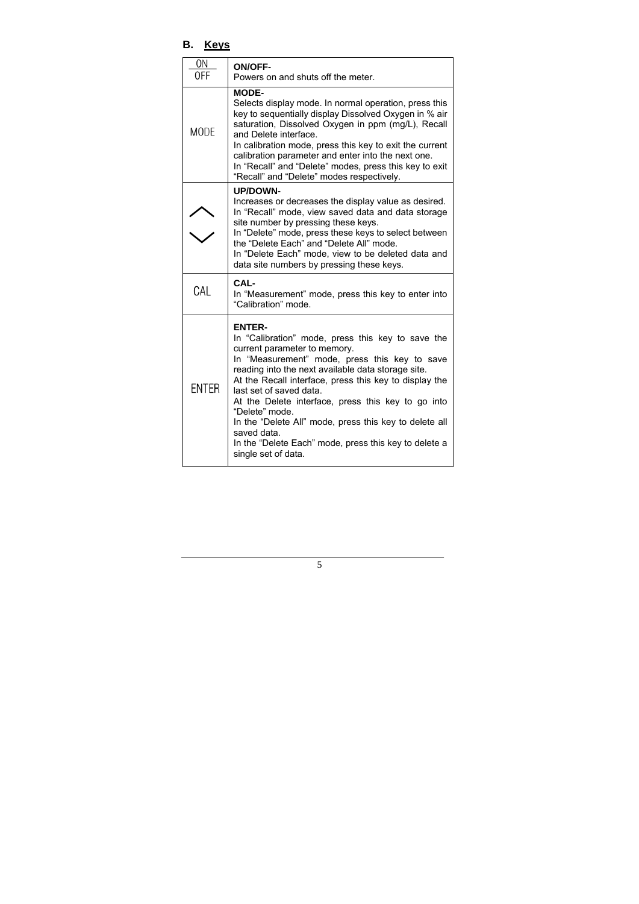## B. Keys

| Key | Description |
|---|---|
| ON/OFF | **ON/OFF-** Powers on and shuts off the meter. |
| MODE | **MODE-** Selects display mode. In normal operation, press this key to sequentially display Dissolved Oxygen in % air saturation, Dissolved Oxygen in ppm (mg/L), Recall and Delete interface. In calibration mode, press this key to exit the current calibration parameter and enter into the next one. In "Recall" and "Delete" modes, press this key to exit "Recall" and "Delete" modes respectively. |
| ︿ ﹀ | **UP/DOWN-** Increases or decreases the display value as desired. In "Recall" mode, view saved data and data storage site number by pressing these keys. In "Delete" mode, press these keys to select between the "Delete Each" and "Delete All" mode. In "Delete Each" mode, view to be deleted data and data site numbers by pressing these keys. |
| CAL | **CAL-** In "Measurement" mode, press this key to enter into "Calibration" mode. |
| ENTER | **ENTER-** In "Calibration" mode, press this key to save the current parameter to memory. In "Measurement" mode, press this key to save reading into the next available data storage site. At the Recall interface, press this key to display the last set of saved data. At the Delete interface, press this key to go into "Delete" mode. In the "Delete All" mode, press this key to delete all saved data. In the "Delete Each" mode, press this key to delete a single set of data. |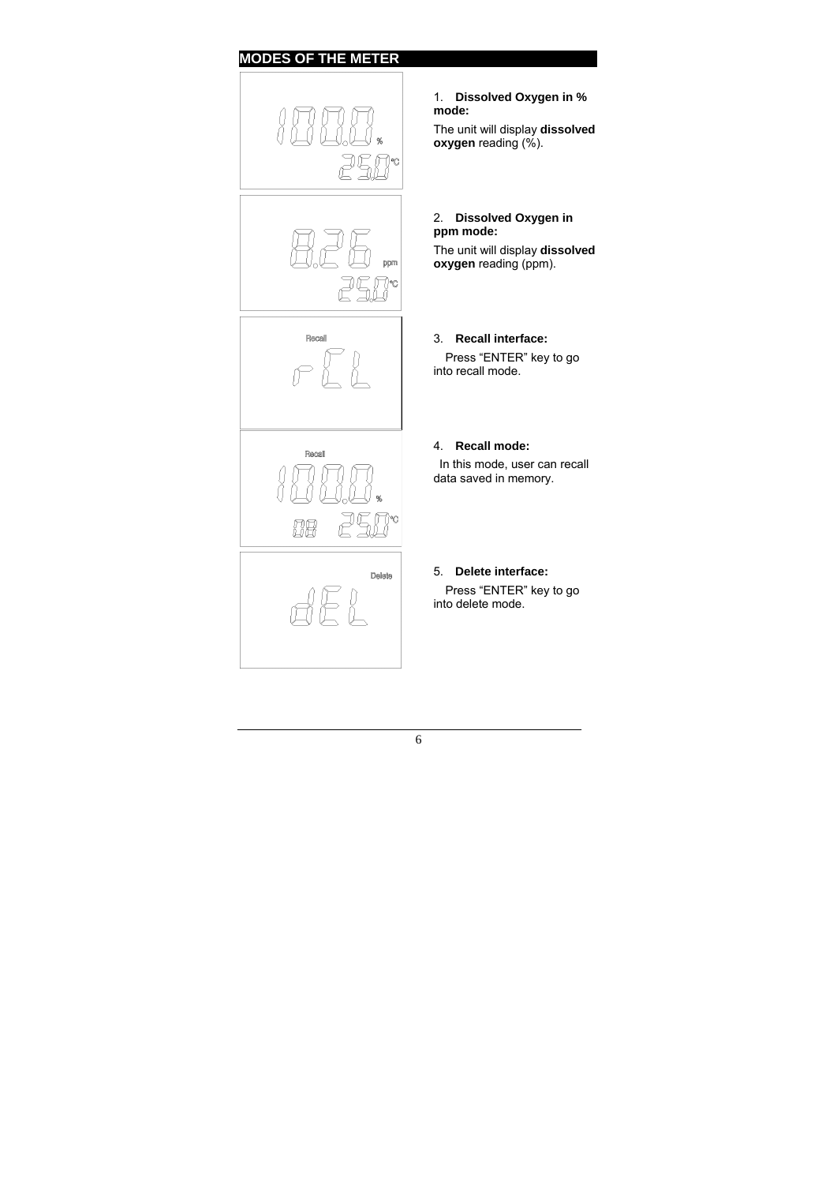## MODES OF THE METER

1. **Dissolved Oxygen in % mode:**

The unit will display **dissolved oxygen** reading (%).

2. **Dissolved Oxygen in ppm mode:**

The unit will display **dissolved oxygen** reading (ppm).

3. **Recall interface:**

Press "ENTER" key to go into recall mode.

4. **Recall mode:**

In this mode, user can recall data saved in memory.

5. **Delete interface:**

Press "ENTER" key to go into delete mode.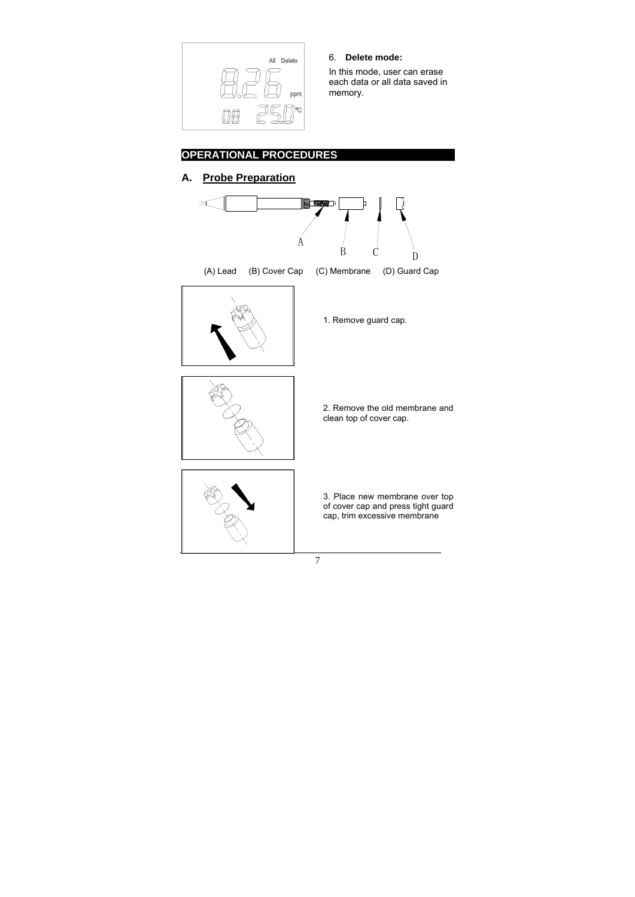6. **Delete mode:**

In this mode, user can erase each data or all data saved in memory.

## OPERATIONAL PROCEDURES

### A. Probe Preparation

(A) Lead (B) Cover Cap (C) Membrane (D) Guard Cap

1. Remove guard cap.

2. Remove the old membrane and clean top of cover cap.

3. Place new membrane over top of cover cap and press tight guard cap, trim excessive membrane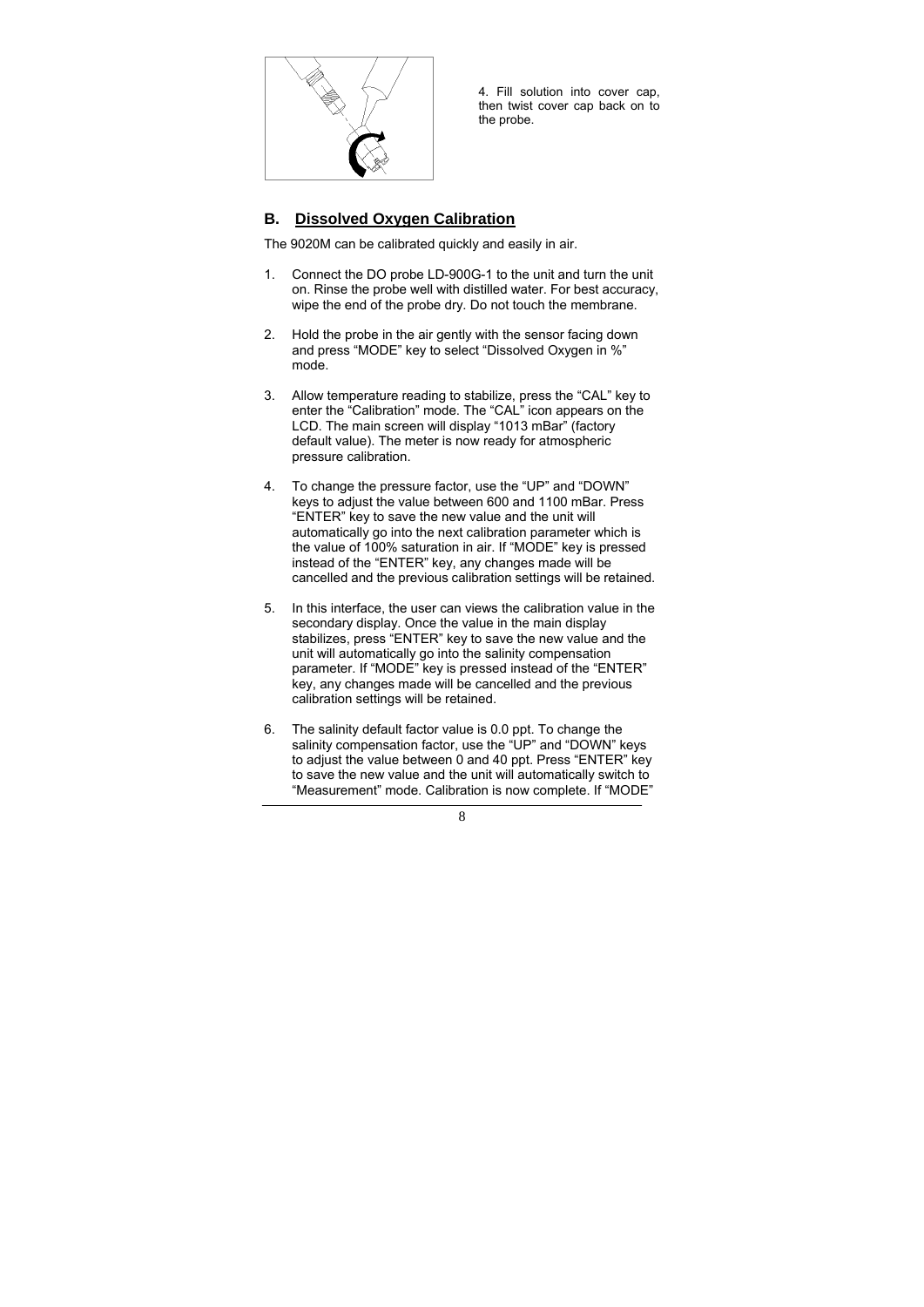4. Fill solution into cover cap, then twist cover cap back on to the probe.

## B. Dissolved Oxygen Calibration

The 9020M can be calibrated quickly and easily in air.

1. Connect the DO probe LD-900G-1 to the unit and turn the unit on. Rinse the probe well with distilled water. For best accuracy, wipe the end of the probe dry. Do not touch the membrane.

2. Hold the probe in the air gently with the sensor facing down and press “MODE” key to select “Dissolved Oxygen in %” mode.

3. Allow temperature reading to stabilize, press the “CAL” key to enter the “Calibration” mode. The “CAL” icon appears on the LCD. The main screen will display “1013 mBar” (factory default value). The meter is now ready for atmospheric pressure calibration.

4. To change the pressure factor, use the “UP” and “DOWN” keys to adjust the value between 600 and 1100 mBar. Press “ENTER” key to save the new value and the unit will automatically go into the next calibration parameter which is the value of 100% saturation in air. If “MODE” key is pressed instead of the “ENTER” key, any changes made will be cancelled and the previous calibration settings will be retained.

5. In this interface, the user can views the calibration value in the secondary display. Once the value in the main display stabilizes, press “ENTER” key to save the new value and the unit will automatically go into the salinity compensation parameter. If “MODE” key is pressed instead of the “ENTER” key, any changes made will be cancelled and the previous calibration settings will be retained.

6. The salinity default factor value is 0.0 ppt. To change the salinity compensation factor, use the “UP” and “DOWN” keys to adjust the value between 0 and 40 ppt. Press “ENTER” key to save the new value and the unit will automatically switch to “Measurement” mode. Calibration is now complete. If “MODE”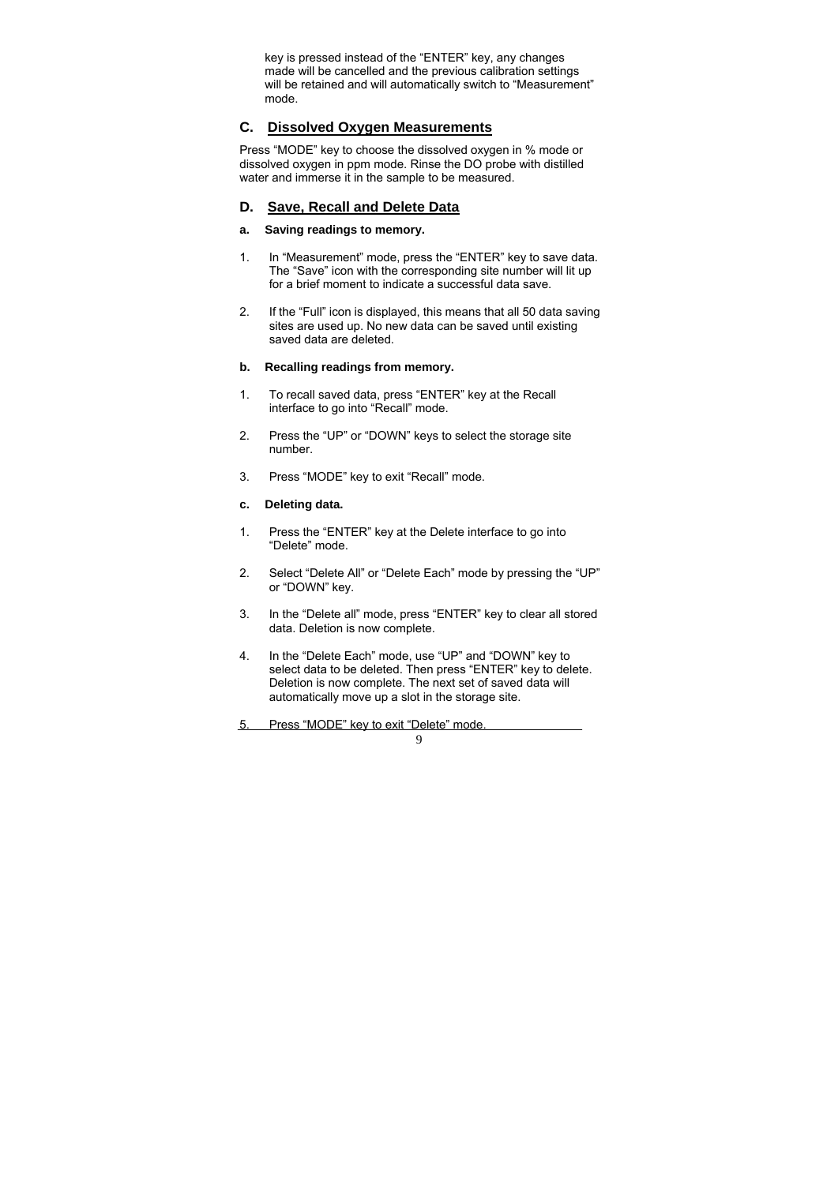key is pressed instead of the "ENTER" key, any changes made will be cancelled and the previous calibration settings will be retained and will automatically switch to "Measurement" mode.

## C. Dissolved Oxygen Measurements

Press "MODE" key to choose the dissolved oxygen in % mode or dissolved oxygen in ppm mode. Rinse the DO probe with distilled water and immerse it in the sample to be measured.

## D. Save, Recall and Delete Data

### a. Saving readings to memory.

1. In "Measurement" mode, press the "ENTER" key to save data. The "Save" icon with the corresponding site number will lit up for a brief moment to indicate a successful data save.

2. If the "Full" icon is displayed, this means that all 50 data saving sites are used up. No new data can be saved until existing saved data are deleted.

### b. Recalling readings from memory.

1. To recall saved data, press "ENTER" key at the Recall interface to go into "Recall" mode.

2. Press the "UP" or "DOWN" keys to select the storage site number.

3. Press "MODE" key to exit "Recall" mode.

### c. Deleting data.

1. Press the "ENTER" key at the Delete interface to go into "Delete" mode.

2. Select "Delete All" or "Delete Each" mode by pressing the "UP" or "DOWN" key.

3. In the "Delete all" mode, press "ENTER" key to clear all stored data. Deletion is now complete.

4. In the "Delete Each" mode, use "UP" and "DOWN" key to select data to be deleted. Then press "ENTER" key to delete. Deletion is now complete. The next set of saved data will automatically move up a slot in the storage site.

5. Press "MODE" key to exit "Delete" mode.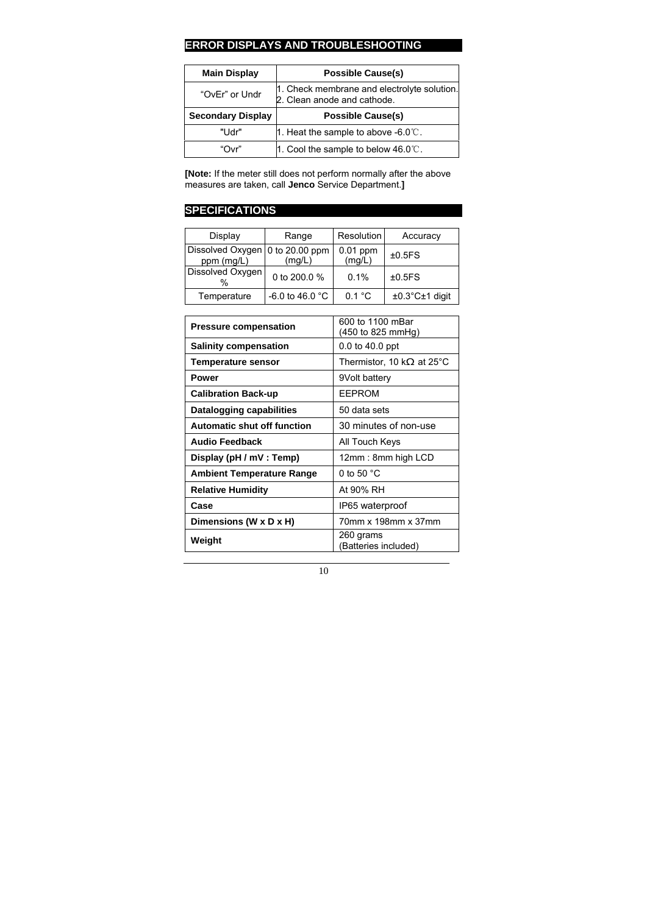## ERROR DISPLAYS AND TROUBLESHOOTING

| Main Display | Possible Cause(s) |
|---|---|
| "OvEr" or Undr | 1. Check membrane and electrolyte solution.<br>2. Clean anode and cathode. |
| **Secondary Display** | **Possible Cause(s)** |
| "Udr" | 1. Heat the sample to above -6.0℃. |
| "Ovr" | 1. Cool the sample to below 46.0℃. |

**[Note:** If the meter still does not perform normally after the above measures are taken, call **Jenco** Service Department.**]**

## SPECIFICATIONS

| Display | Range | Resolution | Accuracy |
|---|---|---|---|
| Dissolved Oxygen ppm (mg/L) | 0 to 20.00 ppm (mg/L) | 0.01 ppm (mg/L) | ±0.5FS |
| Dissolved Oxygen % | 0 to 200.0 % | 0.1% | ±0.5FS |
| Temperature | -6.0 to 46.0 °C | 0.1 °C | ±0.3°C±1 digit |

| | |
|---|---|
| **Pressure compensation** | 600 to 1100 mBar (450 to 825 mmHg) |
| **Salinity compensation** | 0.0 to 40.0 ppt |
| **Temperature sensor** | Thermistor, 10 kΩ at 25°C |
| **Power** | 9Volt battery |
| **Calibration Back-up** | EEPROM |
| **Datalogging capabilities** | 50 data sets |
| **Automatic shut off function** | 30 minutes of non-use |
| **Audio Feedback** | All Touch Keys |
| **Display (pH / mV : Temp)** | 12mm : 8mm high LCD |
| **Ambient Temperature Range** | 0 to 50 °C |
| **Relative Humidity** | At 90% RH |
| **Case** | IP65 waterproof |
| **Dimensions (W x D x H)** | 70mm x 198mm x 37mm |
| **Weight** | 260 grams (Batteries included) |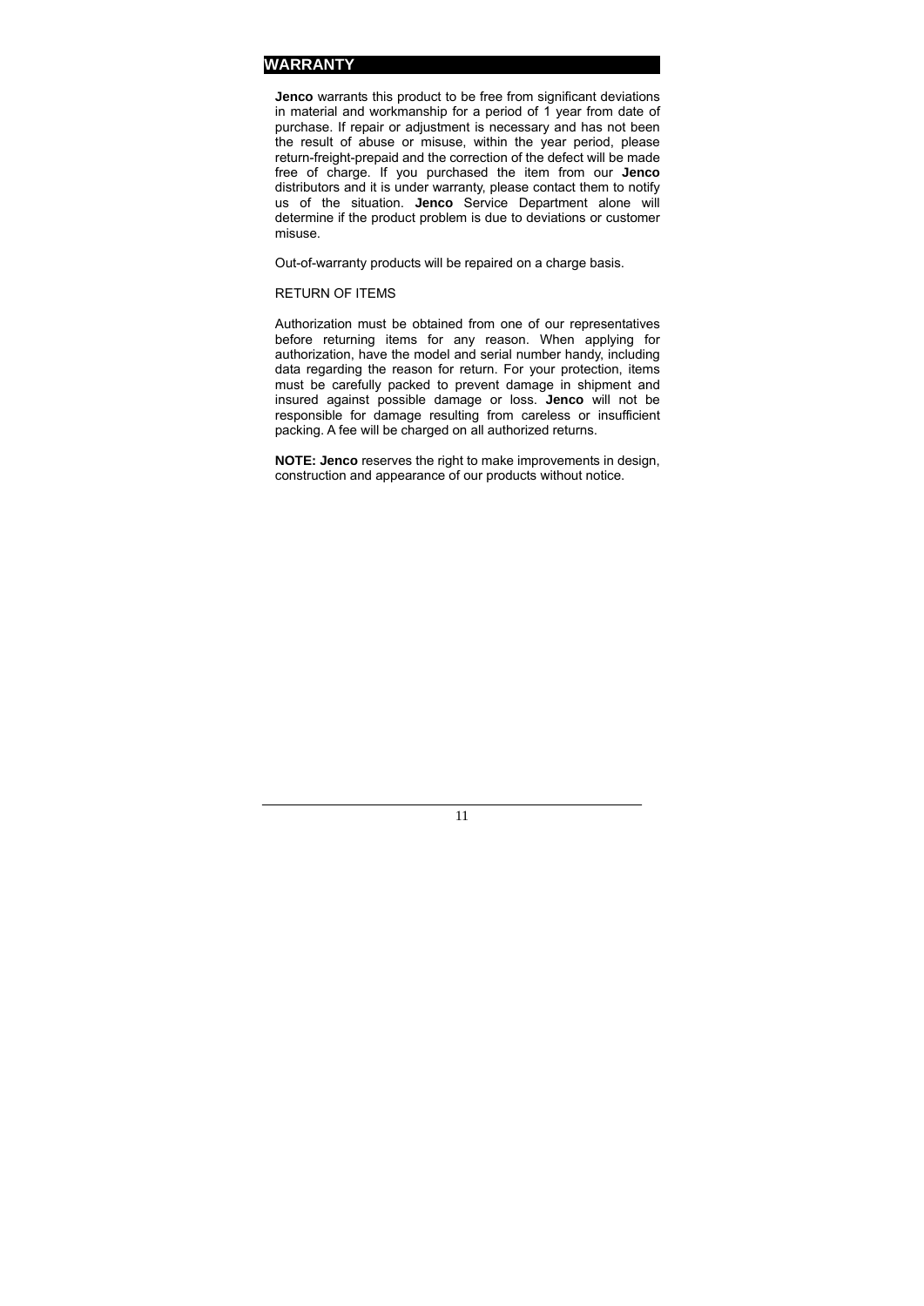## WARRANTY

**Jenco** warrants this product to be free from significant deviations in material and workmanship for a period of 1 year from date of purchase. If repair or adjustment is necessary and has not been the result of abuse or misuse, within the year period, please return-freight-prepaid and the correction of the defect will be made free of charge. If you purchased the item from our **Jenco** distributors and it is under warranty, please contact them to notify us of the situation. **Jenco** Service Department alone will determine if the product problem is due to deviations or customer misuse.

Out-of-warranty products will be repaired on a charge basis.

RETURN OF ITEMS

Authorization must be obtained from one of our representatives before returning items for any reason. When applying for authorization, have the model and serial number handy, including data regarding the reason for return. For your protection, items must be carefully packed to prevent damage in shipment and insured against possible damage or loss. **Jenco** will not be responsible for damage resulting from careless or insufficient packing. A fee will be charged on all authorized returns.

**NOTE: Jenco** reserves the right to make improvements in design, construction and appearance of our products without notice.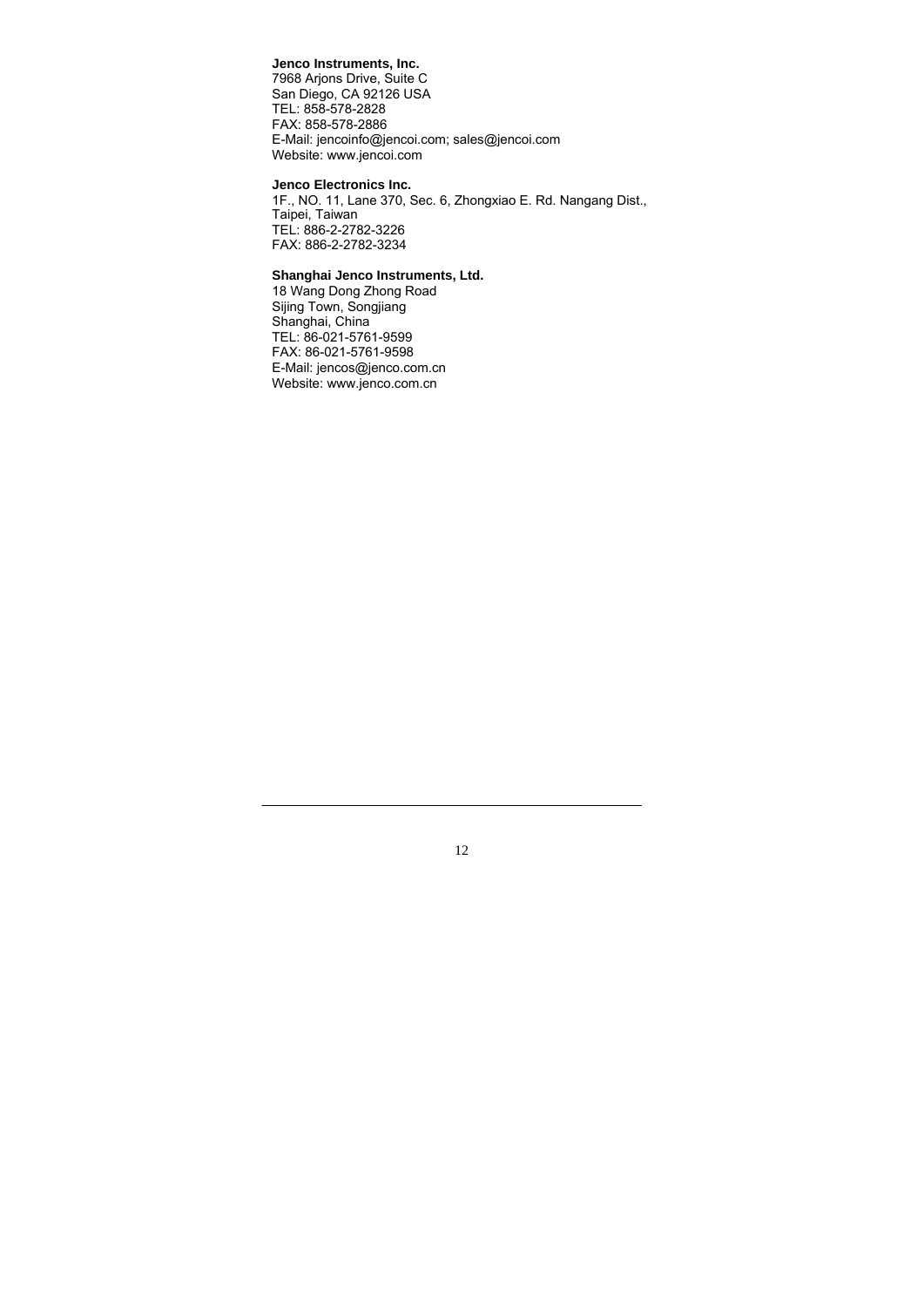**Jenco Instruments, Inc.**
7968 Arjons Drive, Suite C
San Diego, CA 92126 USA
TEL: 858-578-2828
FAX: 858-578-2886
E-Mail: jencoinfo@jencoi.com; sales@jencoi.com
Website: www.jencoi.com

**Jenco Electronics Inc.**
1F., NO. 11, Lane 370, Sec. 6, Zhongxiao E. Rd. Nangang Dist.,
Taipei, Taiwan
TEL: 886-2-2782-3226
FAX: 886-2-2782-3234

**Shanghai Jenco Instruments, Ltd.**
18 Wang Dong Zhong Road
Sijing Town, Songjiang
Shanghai, China
TEL: 86-021-5761-9599
FAX: 86-021-5761-9598
E-Mail: jencos@jenco.com.cn
Website: www.jenco.com.cn